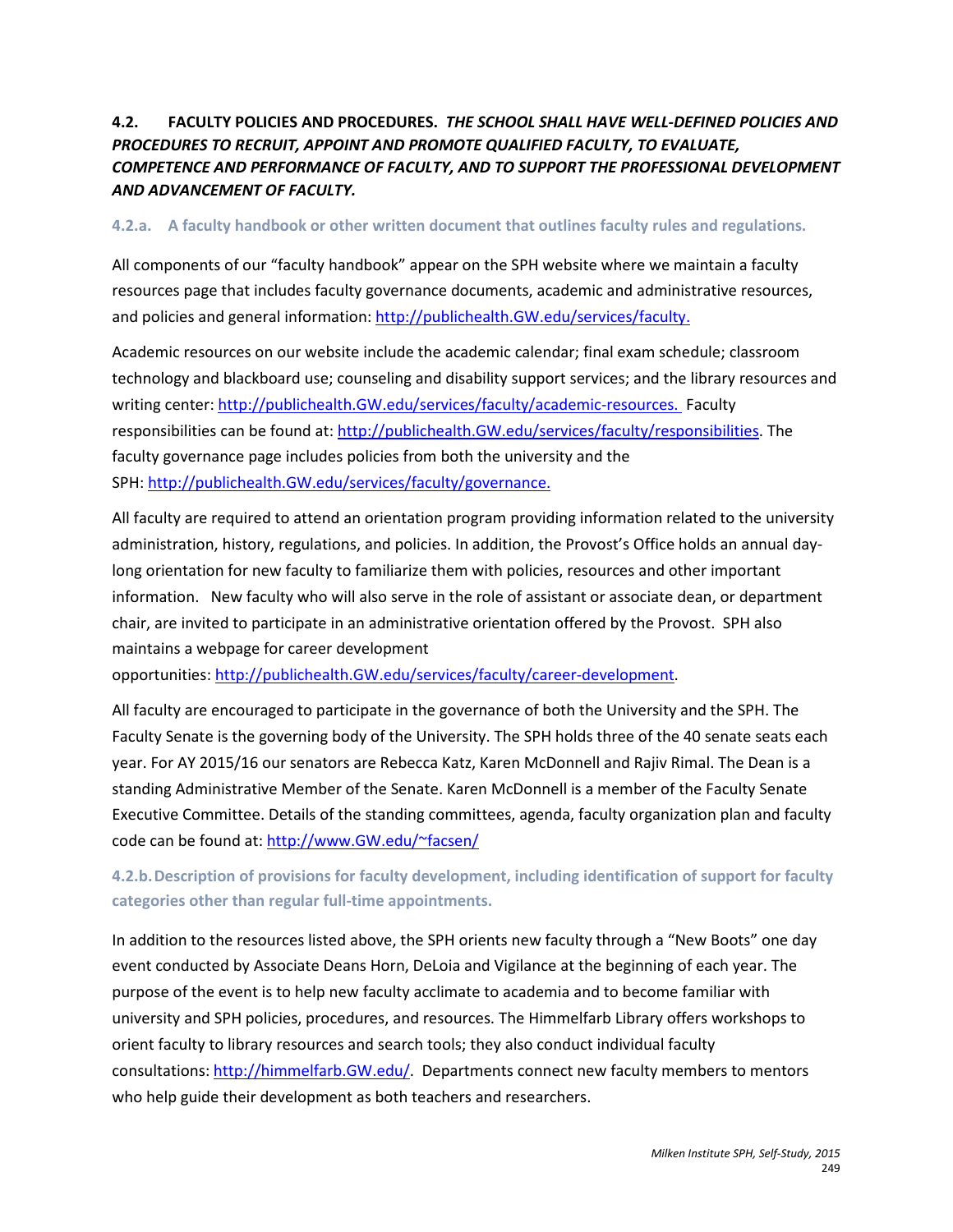## 4.2. FACULTY POLICIES AND PROCEDURES. *THE SCHOOL SHALL HAVE WELL-DEFINED POLICIES AND PROCEDURES TO RECRUIT, APPOINT AND PROMOTE QUALIFIED FACULTY, TO EVALUATE, COMPETENCE AND PERFORMANCE OF FACULTY, AND TO SUPPORT THE PROFESSIONAL DEVELOPMENT AND ADVANCEMENT OF FACULTY.*

### 4.2.a. A faculty handbook or other written document that outlines faculty rules and regulations.

All components of our "faculty handbook" appear on the SPH website where we maintain a faculty resources page that includes faculty governance documents, academic and administrative resources, and policies and general information: http://publichealth.GW.edu/services/faculty.

Academic resources on our website include the academic calendar; final exam schedule; classroom technology and blackboard use; counseling and disability support services; and the library resources and writing center: http://publichealth.GW.edu/services/faculty/academic-resources. Faculty responsibilities can be found at: http://publichealth.GW.edu/services/faculty/responsibilities. The faculty governance page includes policies from both the university and the SPH: http://publichealth.GW.edu/services/faculty/governance.

All faculty are required to attend an orientation program providing information related to the university administration, history, regulations, and policies. In addition, the Provost's Office holds an annual day-long orientation for new faculty to familiarize them with policies, resources and other important information. New faculty who will also serve in the role of assistant or associate dean, or department chair, are invited to participate in an administrative orientation offered by the Provost. SPH also maintains a webpage for career development opportunities: http://publichealth.GW.edu/services/faculty/career-development.

All faculty are encouraged to participate in the governance of both the University and the SPH. The Faculty Senate is the governing body of the University. The SPH holds three of the 40 senate seats each year. For AY 2015/16 our senators are Rebecca Katz, Karen McDonnell and Rajiv Rimal. The Dean is a standing Administrative Member of the Senate. Karen McDonnell is a member of the Faculty Senate Executive Committee. Details of the standing committees, agenda, faculty organization plan and faculty code can be found at: http://www.GW.edu/~facsen/

### 4.2.b. Description of provisions for faculty development, including identification of support for faculty categories other than regular full-time appointments.

In addition to the resources listed above, the SPH orients new faculty through a "New Boots" one day event conducted by Associate Deans Horn, DeLoia and Vigilance at the beginning of each year. The purpose of the event is to help new faculty acclimate to academia and to become familiar with university and SPH policies, procedures, and resources. The Himmelfarb Library offers workshops to orient faculty to library resources and search tools; they also conduct individual faculty consultations: http://himmelfarb.GW.edu/. Departments connect new faculty members to mentors who help guide their development as both teachers and researchers.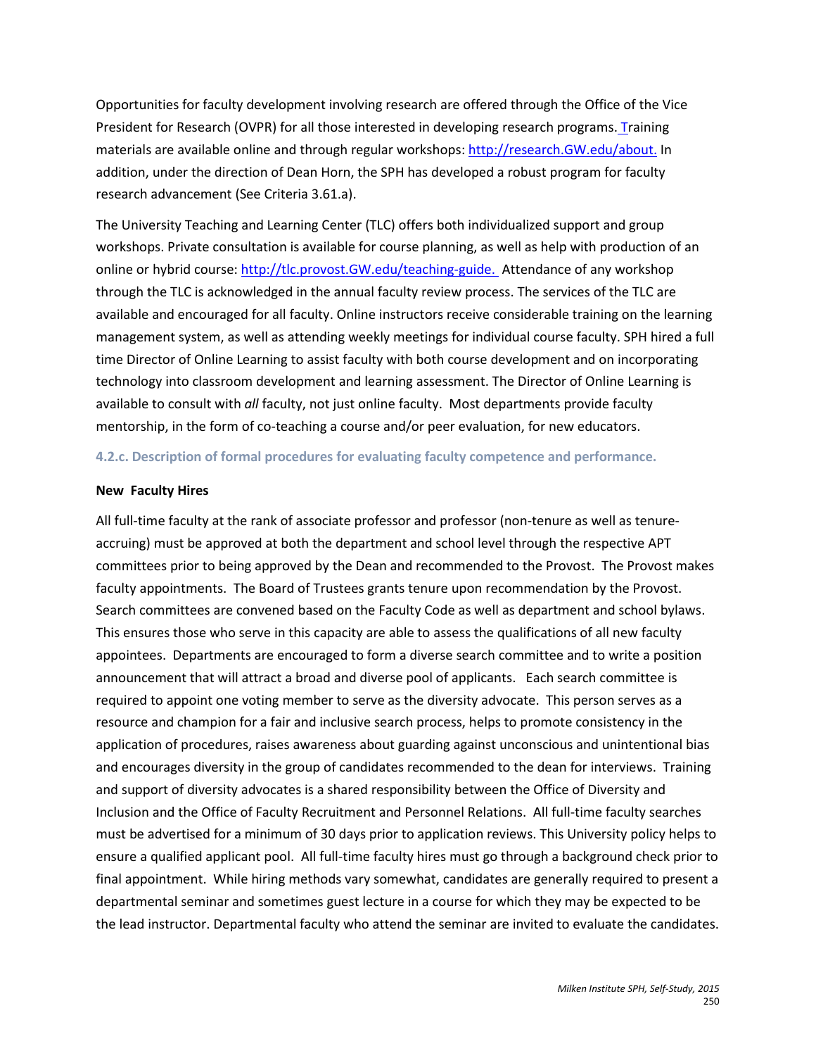Opportunities for faculty development involving research are offered through the Office of the Vice President for Research (OVPR) for all those interested in developing research programs. Training materials are available online and through regular workshops: http://research.GW.edu/about. In addition, under the direction of Dean Horn, the SPH has developed a robust program for faculty research advancement (See Criteria 3.61.a).

The University Teaching and Learning Center (TLC) offers both individualized support and group workshops. Private consultation is available for course planning, as well as help with production of an online or hybrid course: http://tlc.provost.GW.edu/teaching-guide. Attendance of any workshop through the TLC is acknowledged in the annual faculty review process. The services of the TLC are available and encouraged for all faculty. Online instructors receive considerable training on the learning management system, as well as attending weekly meetings for individual course faculty. SPH hired a full time Director of Online Learning to assist faculty with both course development and on incorporating technology into classroom development and learning assessment. The Director of Online Learning is available to consult with *all* faculty, not just online faculty. Most departments provide faculty mentorship, in the form of co-teaching a course and/or peer evaluation, for new educators.

### 4.2.c. Description of formal procedures for evaluating faculty competence and performance.

**New Faculty Hires**

All full-time faculty at the rank of associate professor and professor (non-tenure as well as tenure-accruing) must be approved at both the department and school level through the respective APT committees prior to being approved by the Dean and recommended to the Provost. The Provost makes faculty appointments. The Board of Trustees grants tenure upon recommendation by the Provost. Search committees are convened based on the Faculty Code as well as department and school bylaws. This ensures those who serve in this capacity are able to assess the qualifications of all new faculty appointees. Departments are encouraged to form a diverse search committee and to write a position announcement that will attract a broad and diverse pool of applicants. Each search committee is required to appoint one voting member to serve as the diversity advocate. This person serves as a resource and champion for a fair and inclusive search process, helps to promote consistency in the application of procedures, raises awareness about guarding against unconscious and unintentional bias and encourages diversity in the group of candidates recommended to the dean for interviews. Training and support of diversity advocates is a shared responsibility between the Office of Diversity and Inclusion and the Office of Faculty Recruitment and Personnel Relations. All full-time faculty searches must be advertised for a minimum of 30 days prior to application reviews. This University policy helps to ensure a qualified applicant pool. All full-time faculty hires must go through a background check prior to final appointment. While hiring methods vary somewhat, candidates are generally required to present a departmental seminar and sometimes guest lecture in a course for which they may be expected to be the lead instructor. Departmental faculty who attend the seminar are invited to evaluate the candidates.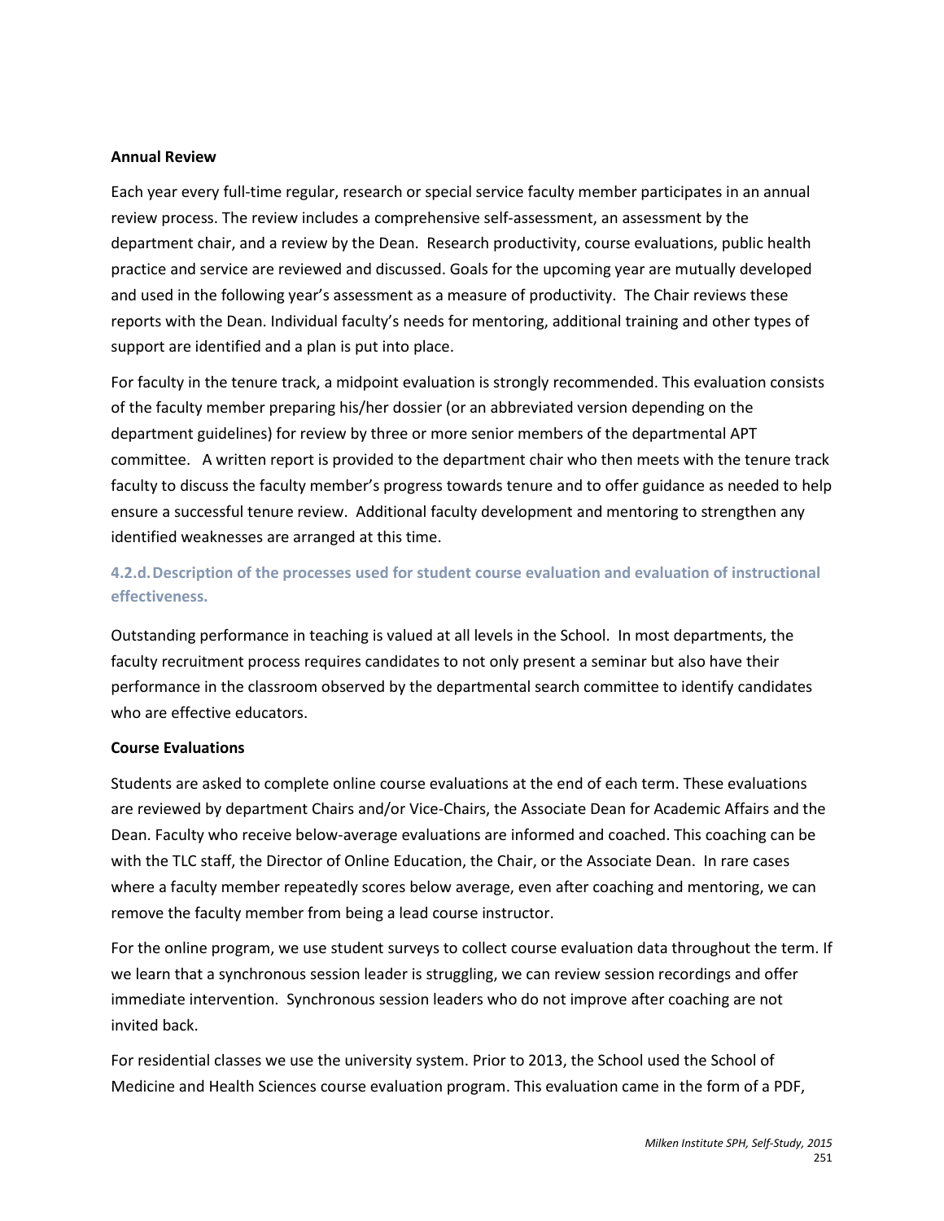**Annual Review**

Each year every full-time regular, research or special service faculty member participates in an annual review process. The review includes a comprehensive self-assessment, an assessment by the department chair, and a review by the Dean. Research productivity, course evaluations, public health practice and service are reviewed and discussed. Goals for the upcoming year are mutually developed and used in the following year's assessment as a measure of productivity. The Chair reviews these reports with the Dean. Individual faculty's needs for mentoring, additional training and other types of support are identified and a plan is put into place.

For faculty in the tenure track, a midpoint evaluation is strongly recommended. This evaluation consists of the faculty member preparing his/her dossier (or an abbreviated version depending on the department guidelines) for review by three or more senior members of the departmental APT committee. A written report is provided to the department chair who then meets with the tenure track faculty to discuss the faculty member's progress towards tenure and to offer guidance as needed to help ensure a successful tenure review. Additional faculty development and mentoring to strengthen any identified weaknesses are arranged at this time.

### 4.2.d. Description of the processes used for student course evaluation and evaluation of instructional effectiveness.

Outstanding performance in teaching is valued at all levels in the School. In most departments, the faculty recruitment process requires candidates to not only present a seminar but also have their performance in the classroom observed by the departmental search committee to identify candidates who are effective educators.

**Course Evaluations**

Students are asked to complete online course evaluations at the end of each term. These evaluations are reviewed by department Chairs and/or Vice-Chairs, the Associate Dean for Academic Affairs and the Dean. Faculty who receive below-average evaluations are informed and coached. This coaching can be with the TLC staff, the Director of Online Education, the Chair, or the Associate Dean. In rare cases where a faculty member repeatedly scores below average, even after coaching and mentoring, we can remove the faculty member from being a lead course instructor.

For the online program, we use student surveys to collect course evaluation data throughout the term. If we learn that a synchronous session leader is struggling, we can review session recordings and offer immediate intervention. Synchronous session leaders who do not improve after coaching are not invited back.

For residential classes we use the university system. Prior to 2013, the School used the School of Medicine and Health Sciences course evaluation program. This evaluation came in the form of a PDF,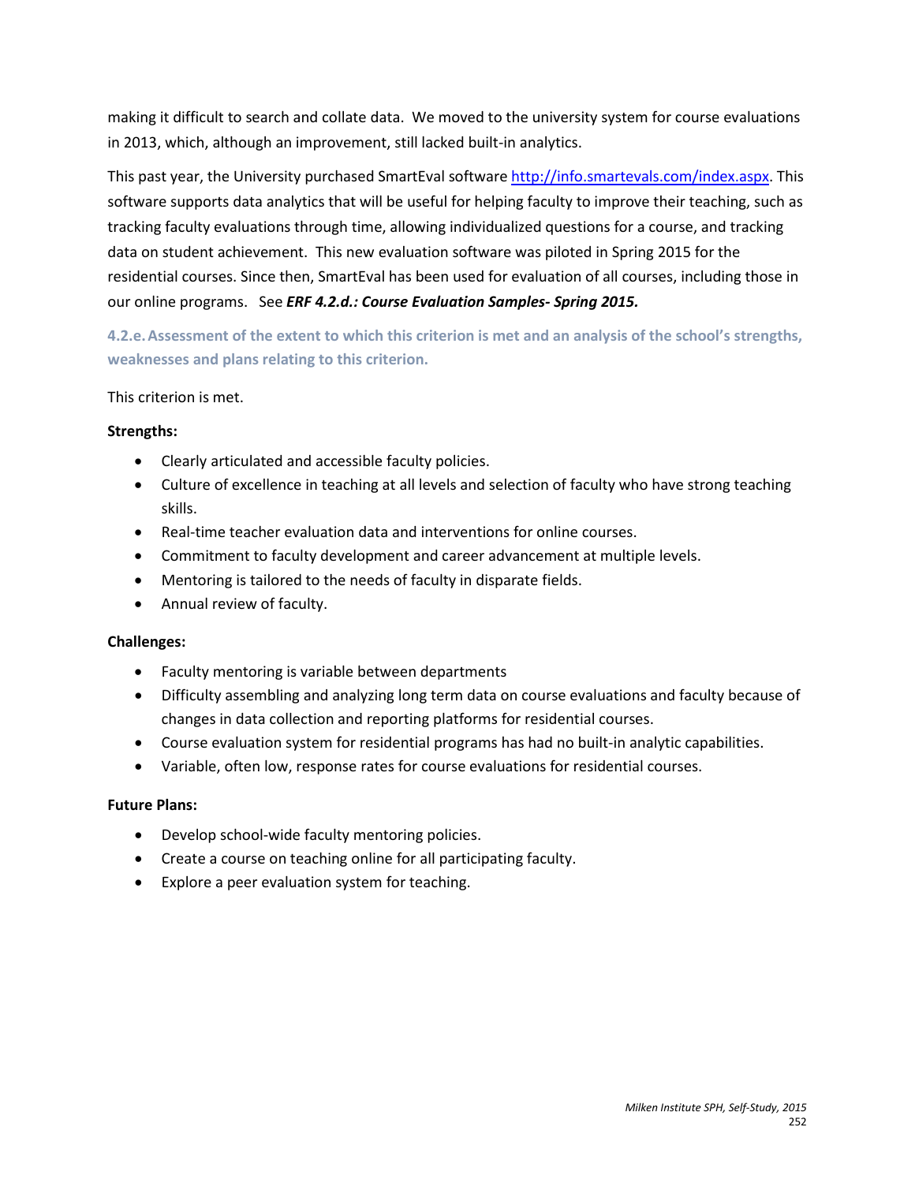making it difficult to search and collate data. We moved to the university system for course evaluations in 2013, which, although an improvement, still lacked built-in analytics.

This past year, the University purchased SmartEval software http://info.smartevals.com/index.aspx. This software supports data analytics that will be useful for helping faculty to improve their teaching, such as tracking faculty evaluations through time, allowing individualized questions for a course, and tracking data on student achievement. This new evaluation software was piloted in Spring 2015 for the residential courses. Since then, SmartEval has been used for evaluation of all courses, including those in our online programs. See ***ERF 4.2.d.: Course Evaluation Samples- Spring 2015.***

### 4.2.e. Assessment of the extent to which this criterion is met and an analysis of the school's strengths, weaknesses and plans relating to this criterion.

This criterion is met.

**Strengths:**

- Clearly articulated and accessible faculty policies.
- Culture of excellence in teaching at all levels and selection of faculty who have strong teaching skills.
- Real-time teacher evaluation data and interventions for online courses.
- Commitment to faculty development and career advancement at multiple levels.
- Mentoring is tailored to the needs of faculty in disparate fields.
- Annual review of faculty.

**Challenges:**

- Faculty mentoring is variable between departments
- Difficulty assembling and analyzing long term data on course evaluations and faculty because of changes in data collection and reporting platforms for residential courses.
- Course evaluation system for residential programs has had no built-in analytic capabilities.
- Variable, often low, response rates for course evaluations for residential courses.

**Future Plans:**

- Develop school-wide faculty mentoring policies.
- Create a course on teaching online for all participating faculty.
- Explore a peer evaluation system for teaching.